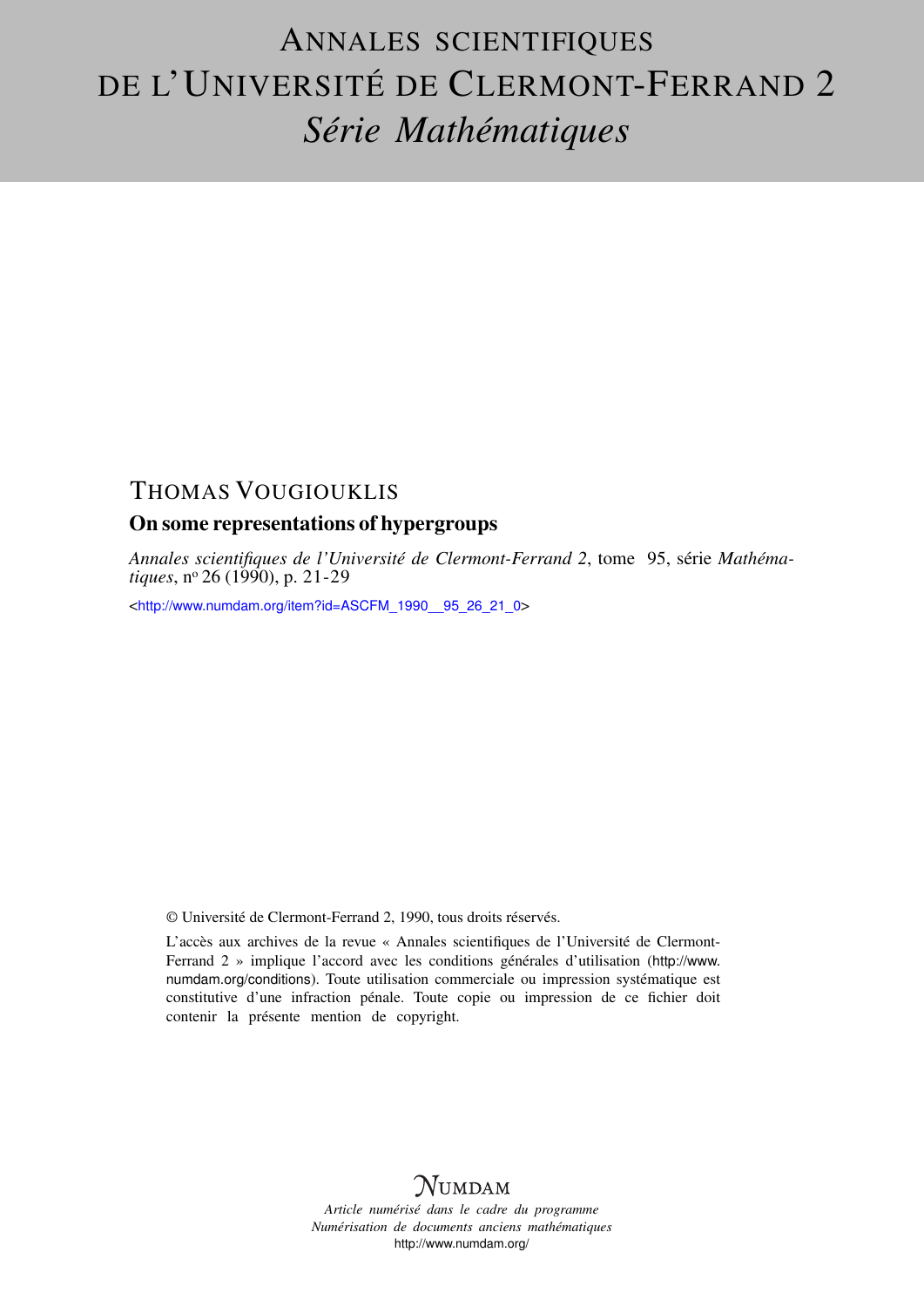# ANNALES SCIENTIFIQUES DE L'UNIVERSITÉ DE CLERMONT-FERRAND 2
## *Série Mathématiques*

THOMAS VOUGIOUKLIS

**On some representations of hypergroups**

*Annales scientifiques de l'Université de Clermont-Ferrand 2*, tome 95, série *Mathématiques*, n° 26 (1990), p. 21-29

<http://www.numdam.org/item?id=ASCFM_1990__95_26_21_0>

© Université de Clermont-Ferrand 2, 1990, tous droits réservés.

L'accès aux archives de la revue « Annales scientifiques de l'Université de Clermont-Ferrand 2 » implique l'accord avec les conditions générales d'utilisation (http://www.numdam.org/conditions). Toute utilisation commerciale ou impression systématique est constitutive d'une infraction pénale. Toute copie ou impression de ce fichier doit contenir la présente mention de copyright.

NUMDAM

*Article numérisé dans le cadre du programme*
*Numérisation de documents anciens mathématiques*
http://www.numdam.org/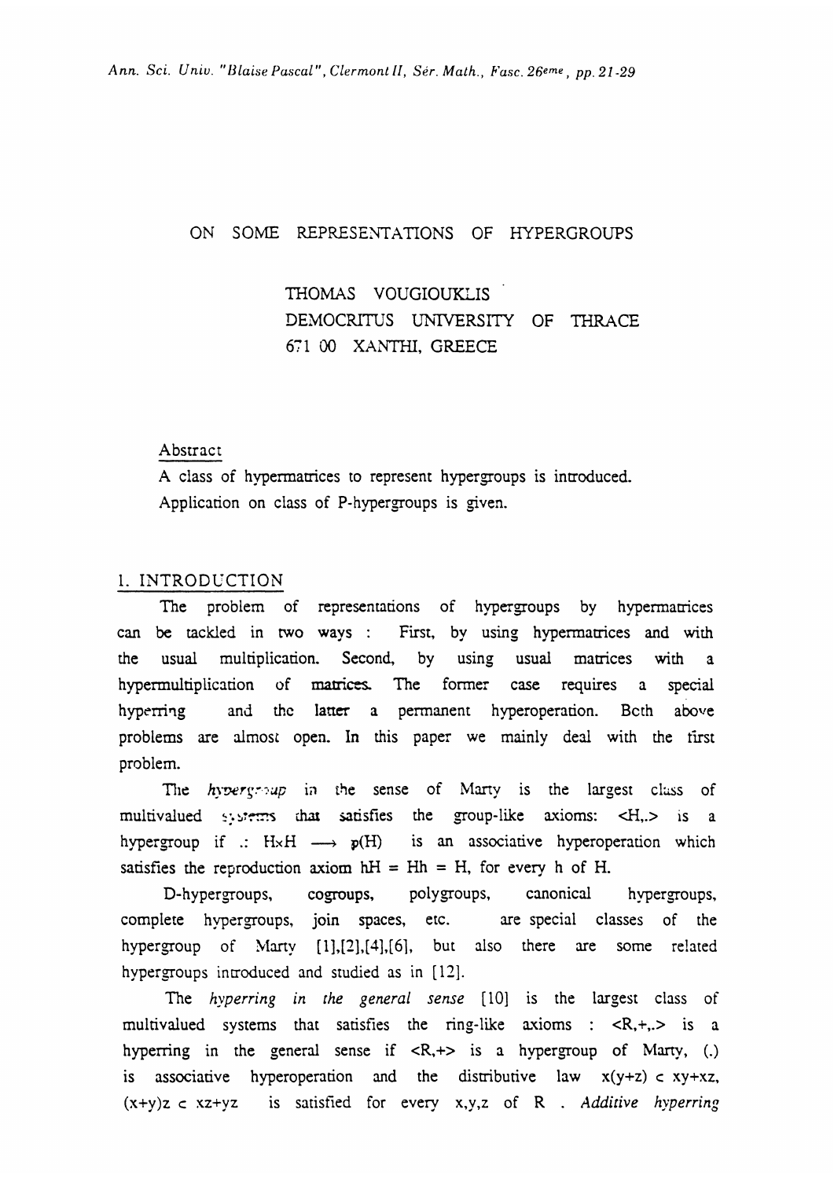ON SOME REPRESENTATIONS OF HYPERGROUPS

THOMAS VOUGIOUKLIS
DEMOCRITUS UNIVERSITY OF THRACE
671 00 XANTHI, GREECE

Abstract

A class of hypermatrices to represent hypergroups is introduced. Application on class of P-hypergroups is given.

## 1. INTRODUCTION

The problem of representations of hypergroups by hypermatrices can be tackled in two ways : First, by using hypermatrices and with the usual multiplication. Second, by using usual matrices with a hypermultiplication of matrices. The former case requires a special hyperring and the latter a permanent hyperoperation. Both above problems are almost open. In this paper we mainly deal with the first problem.

The *hypergroup* in the sense of Marty is the largest class of multivalued systems that satisfies the group-like axioms: $<H,.>$ is a hypergroup if $.: H\times H \longrightarrow \mathcal{P}(H)$ is an associative hyperoperation which satisfies the reproduction axiom $hH = Hh = H$, for every h of H.

D-hypergroups, cogroups, polygroups, canonical hypergroups, complete hypergroups, join spaces, etc. are special classes of the hypergroup of Marty [1],[2],[4],[6], but also there are some related hypergroups introduced and studied as in [12].

The *hyperring in the general sense* [10] is the largest class of multivalued systems that satisfies the ring-like axioms : $<R,+,.>$ is a hyperring in the general sense if $<R,+>$ is a hypergroup of Marty, (.) is associative hyperoperation and the distributive law $x(y+z) \subset xy+xz$, $(x+y)z \subset xz+yz$ is satisfied for every x,y,z of R . *Additive hyperring*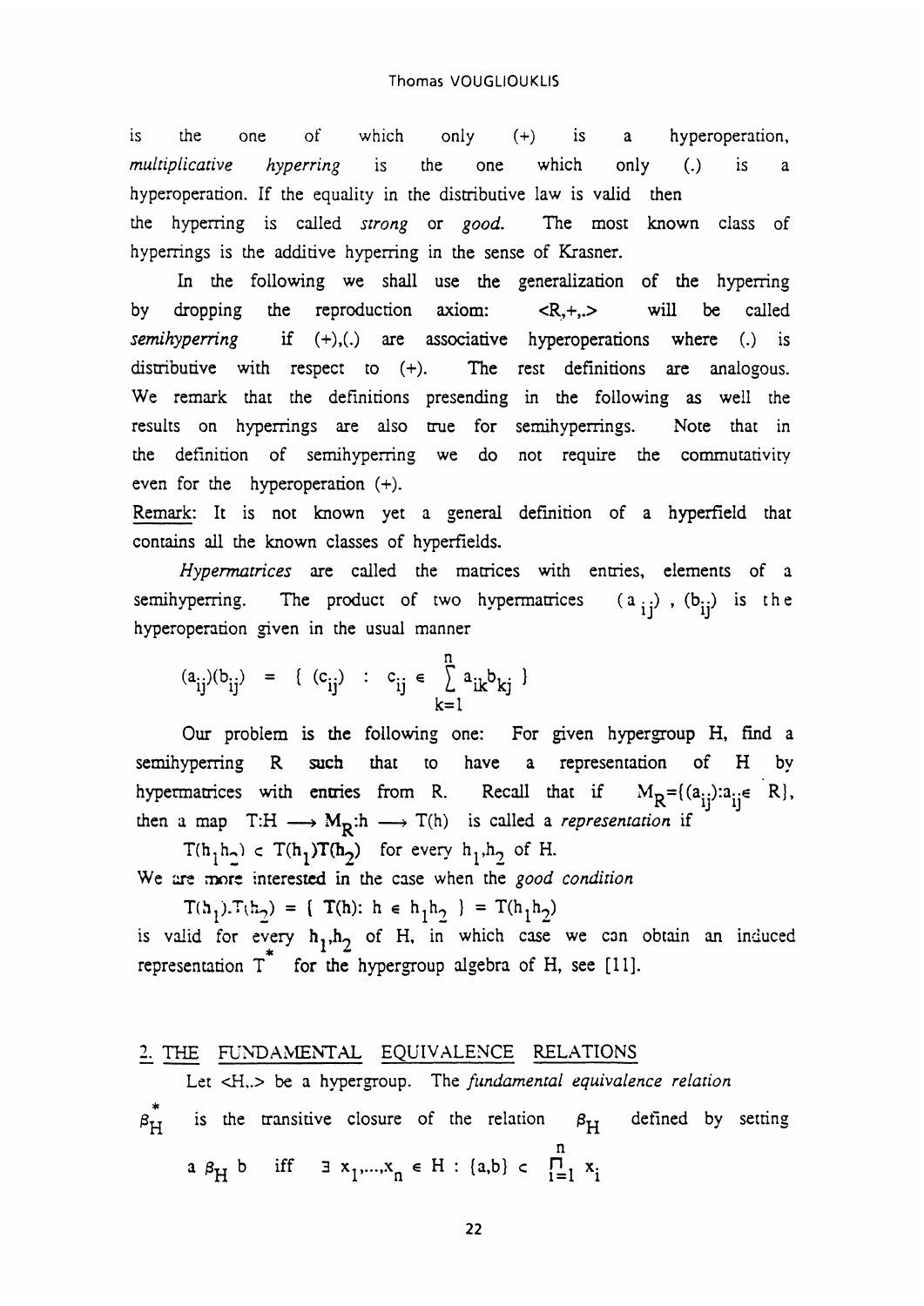is the one of which only (+) is a hyperoperation, *multiplicative hyperring* is the one which only (.) is a hyperoperation. If the equality in the distributive law is valid then the hyperring is called *strong* or *good*. The most known class of hyperrings is the additive hyperring in the sense of Krasner.

In the following we shall use the generalization of the hyperring by dropping the reproduction axiom: $<R,+,.>$ will be called *semihyperring* if (+),(.) are associative hyperoperations where (.) is distributive with respect to (+). The rest definitions are analogous. We remark that the definitions presending in the following as well the results on hyperrings are also true for semihyperrings. Note that in the definition of semihyperring we do not require the commutativity even for the hyperoperation (+).

Remark: It is not known yet a general definition of a hyperfield that contains all the known classes of hyperfields.

*Hypermatrices* are called the matrices with entries, elements of a semihyperring. The product of two hypermatrices $(a_{ij})$, $(b_{ij})$ is the hyperoperation given in the usual manner

$$(a_{ij})(b_{ij}) = \{ (c_{ij}) : c_{ij} \in \sum_{k=1}^{n} a_{ik}b_{kj} \}$$

Our problem is the following one: For given hypergroup H, find a semihyperring R such that to have a representation of H by hypermatrices with entries from R. Recall that if $M_R = \{(a_{ij}) : a_{ij} \in R\}$, then a map $T:H \longrightarrow M_R : h \longrightarrow T(h)$ is called a *representation* if

$$T(h_1h_2) \subset T(h_1)T(h_2) \quad \text{for every } h_1,h_2 \text{ of } H.$$

We are more interested in the case when the *good condition*

$$T(h_1).T(h_2) = \{ T(h) : h \in h_1h_2 \} = T(h_1h_2)$$

is valid for every $h_1,h_2$ of H, in which case we can obtain an induced representation $T^*$ for the hypergroup algebra of H, see [11].

## 2. THE FUNDAMENTAL EQUIVALENCE RELATIONS

Let $<H,.>$ be a hypergroup. The *fundamental equivalence relation* $\beta_H^*$ is the transitive closure of the relation $\beta_H$ defined by setting

$$a \,\beta_H\, b \quad \text{iff} \quad \exists\, x_1,\ldots,x_n \in H : \{a,b\} \subset \prod_{i=1}^{n} x_i$$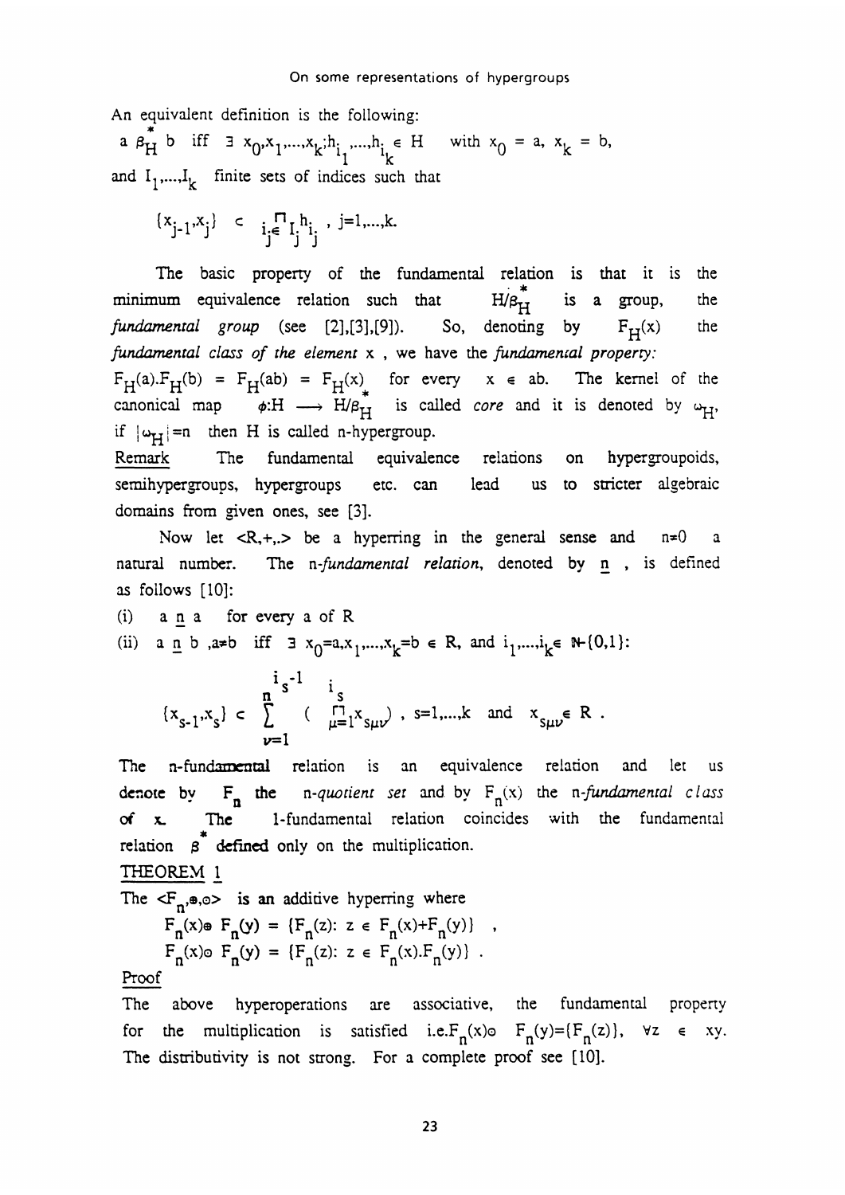An equivalent definition is the following:

$a \beta_H^* b$ iff $\exists\ x_0, x_1, \ldots, x_k; h_{i_1}, \ldots, h_{i_k} \in H$ with $x_0 = a,\ x_k = b$, and $I_1, \ldots, I_k$ finite sets of indices such that

$$\{x_{j-1}, x_j\} \subset \prod_{i_j \in I_j} h_{i_j}\ ,\ j=1,\ldots,k.$$

The basic property of the fundamental relation is that it is the minimum equivalence relation such that $H/\beta_H^*$ is a group, the *fundamental group* (see [2],[3],[9]). So, denoting by $F_H(x)$ the *fundamental class of the element* $x$, we have the *fundamental property:* $F_H(a).F_H(b) = F_H(ab) = F_H(x)$ for every $x \in ab$. The kernel of the canonical map $\phi: H \longrightarrow H/\beta_H^*$ is called *core* and it is denoted by $\omega_H$, if $|\omega_H| = n$ then $H$ is called n-hypergroup.

Remark  The fundamental equivalence relations on hypergroupoids, semihypergroups, hypergroups etc. can lead us to stricter algebraic domains from given ones, see [3].

Now let $<R,+,.>$ be a hyperring in the general sense and $n \neq 0$ a natural number. The *n-fundamental relation*, denoted by $\underline{n}$, is defined as follows [10]:

(i) $a\ \underline{n}\ a$ for every $a$ of $R$

(ii) $a\ \underline{n}\ b,\ a \neq b$ iff $\exists\ x_0 = a, x_1, \ldots, x_k = b \in R$, and $i_1, \ldots, i_k \in \mathbb{N} - \{0,1\}$:

$$\{x_{s-1}, x_s\} \subset \sum_{\nu=1}^{n^{i_s - 1}} \left( \prod_{\mu=1}^{i_s} x_{s\mu\nu} \right),\ s=1,\ldots,k \text{ and } x_{s\mu\nu} \in R\ .$$

The n-fundamental relation is an equivalence relation and let us denote by $F_n$ the *n-quotient set* and by $F_n(x)$ the *n-fundamental class of* $x$. The 1-fundamental relation coincides with the fundamental relation $\beta^*$ defined only on the multiplication.

THEOREM 1

The $<F_n, \oplus, \odot>$ is an additive hyperring where

$$F_n(x) \oplus F_n(y) = \{F_n(z) : z \in F_n(x) + F_n(y)\}\ ,$$
$$F_n(x) \odot F_n(y) = \{F_n(z) : z \in F_n(x).F_n(y)\}\ .$$

Proof

The above hyperoperations are associative, the fundamental property for the multiplication is satisfied i.e. $F_n(x) \odot F_n(y) = \{F_n(z)\},\ \forall z \in xy$. The distributivity is not strong. For a complete proof see [10].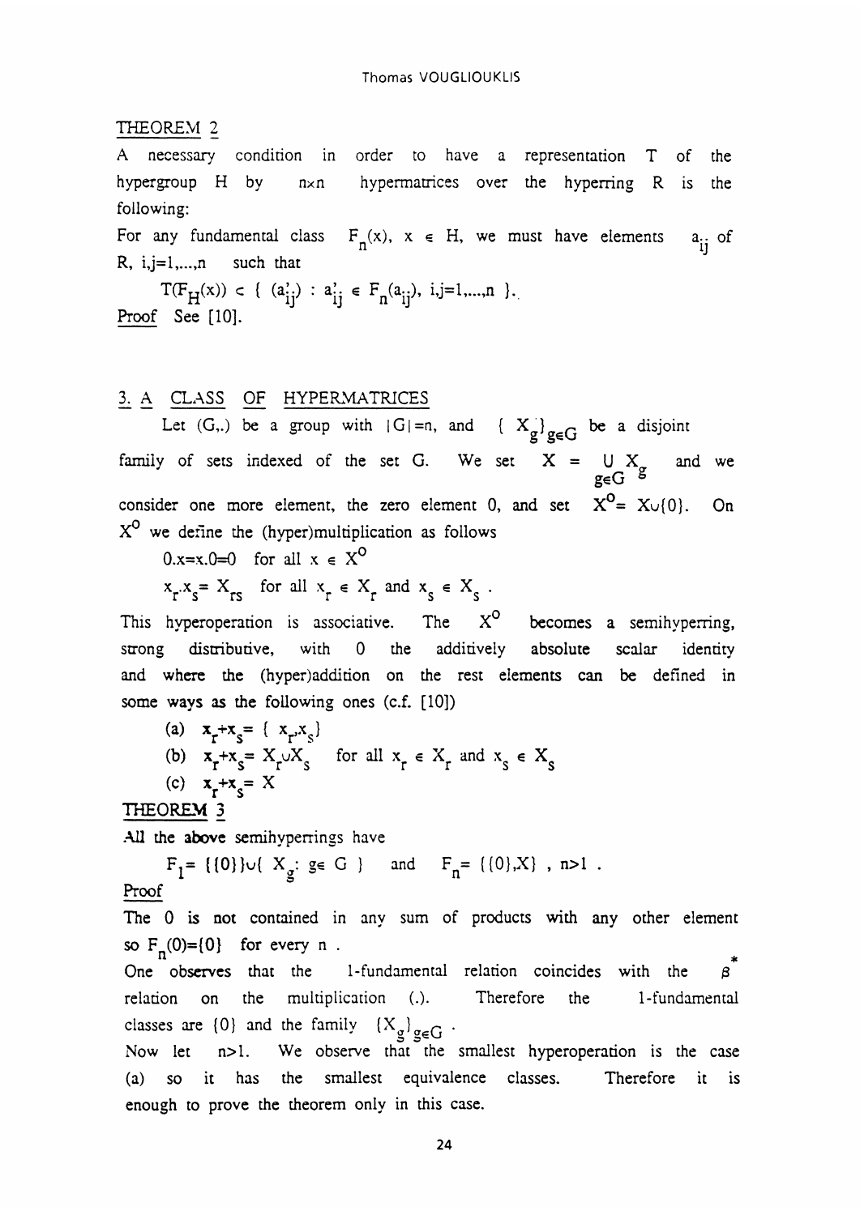THEOREM 2

A necessary condition in order to have a representation T of the hypergroup H by $n \times n$ hypermatrices over the hyperring R is the following:

For any fundamental class $F_n(x)$, $x \in H$, we must have elements $a_{ij}$ of R, $i,j=1,\ldots,n$ such that

$$T(F_H(x)) \subset \{ (a'_{ij}) : a'_{ij} \in F_n(a_{ij}),\ i,j=1,\ldots,n \}.$$

Proof See [10].

## 3. A CLASS OF HYPERMATRICES

Let $(G,.)$ be a group with $|G|=n$, and $\{X_g\}_{g \in G}$ be a disjoint family of sets indexed of the set G. We set $X = \bigcup_{g \in G} X_g$ and we consider one more element, the zero element 0, and set $X^o = X \cup \{0\}$. On $X^o$ we define the (hyper)multiplication as follows

$0.x = x.0 = 0$ for all $x \in X^o$

$x_r.x_s = X_{rs}$ for all $x_r \in X_r$ and $x_s \in X_s$.

This hyperoperation is associative. The $X^o$ becomes a semihyperring, strong distributive, with 0 the additively absolute scalar identity and where the (hyper)addition on the rest elements can be defined in some ways as the following ones (c.f. [10])

(a) $x_r + x_s = \{x_r, x_s\}$

(b) $x_r + x_s = X_r \cup X_s$ for all $x_r \in X_r$ and $x_s \in X_s$

(c) $x_r + x_s = X$

THEOREM 3

All the above semihyperrings have

$$F_1 = \{\{0\}\} \cup \{X_g : g \in G\} \quad \text{and} \quad F_n = \{\{0\}, X\},\ n>1.$$

Proof

The 0 is not contained in any sum of products with any other element so $F_n(0)=\{0\}$ for every n.

One observes that the 1-fundamental relation coincides with the $\beta^*$ relation on the multiplication (.). Therefore the 1-fundamental classes are $\{0\}$ and the family $\{X_g\}_{g \in G}$.

Now let $n>1$. We observe that the smallest hyperoperation is the case (a) so it has the smallest equivalence classes. Therefore it is enough to prove the theorem only in this case.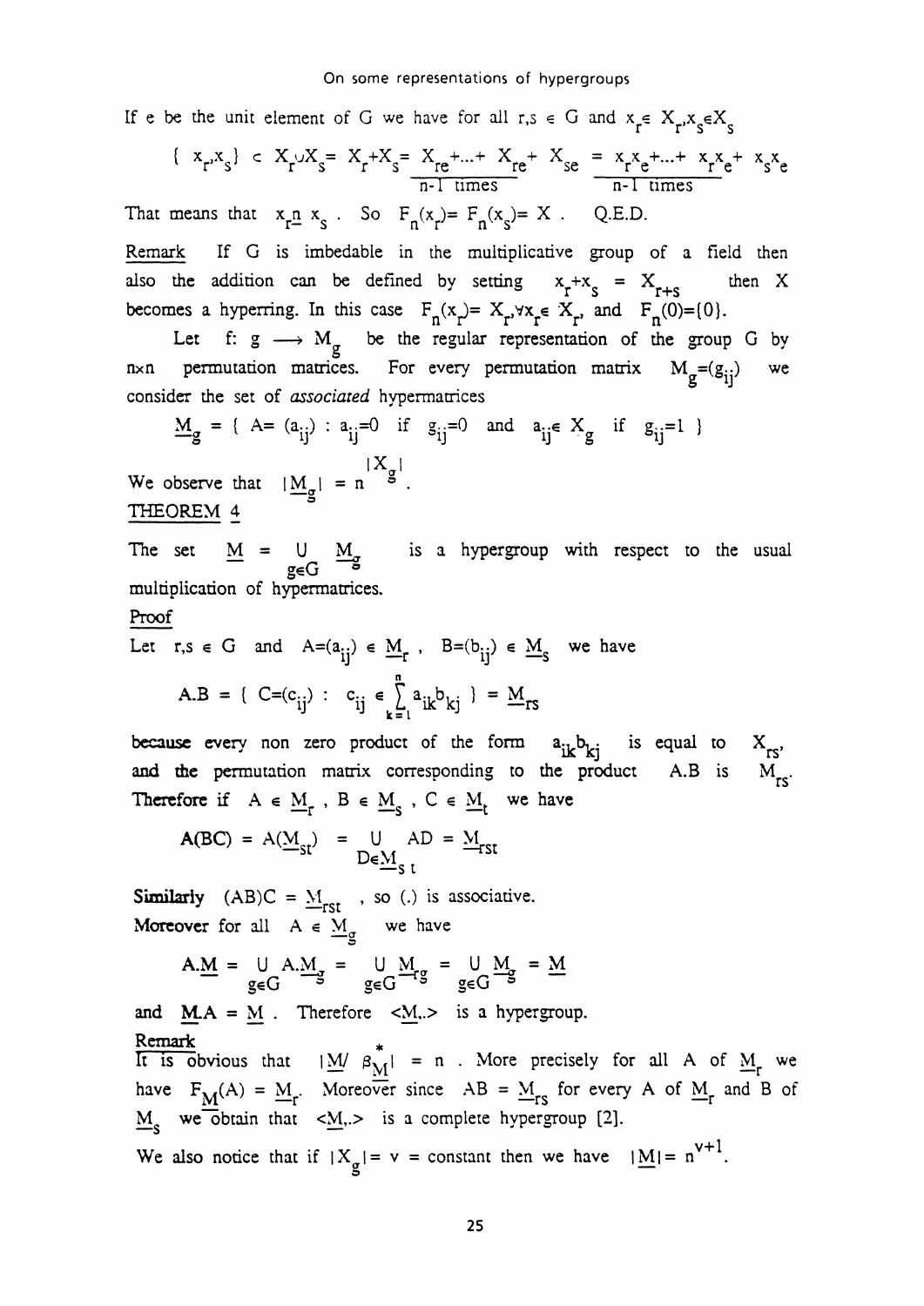If $e$ be the unit element of $G$ we have for all $r,s \in G$ and $x_r \in X_r, x_s \in X_s$

$$\{ x_r, x_s \} \subset X_r \cup X_s = X_r + X_s = \underbrace{X_{re} + \ldots + X_{re}}_{n-1 \text{ times}} + X_{se} = \underbrace{x_r x_e + \ldots + x_r x_e}_{n-1 \text{ times}} + x_s x_e$$

That means that $x_r \underline{n}\, x_s$ . So $F_n(x_r) = F_n(x_s) = X$ . Q.E.D.

Remark If $G$ is imbedable in the multiplicative group of a field then also the addition can be defined by setting $x_r + x_s = X_{r+s}$ then $X$ becomes a hyperring. In this case $F_n(x_r) = X_r, \forall x_r \in X_r$, and $F_n(0) = \{0\}$.

Let $f: g \longrightarrow M_g$ be the regular representation of the group $G$ by $n \times n$ permutation matrices. For every permutation matrix $M_g = (g_{ij})$ we consider the set of *associated* hypermatrices

$$\underline{M}_g = \{ A = (a_{ij}) : a_{ij} = 0 \text{ if } g_{ij} = 0 \text{ and } a_{ij} \in X_g \text{ if } g_{ij} = 1 \}$$

We observe that $|\underline{M}_g| = n^{|X_g|}$.

THEOREM 4

The set $\underline{M} = \bigcup_{g \in G} \underline{M}_g$ is a hypergroup with respect to the usual multiplication of hypermatrices.

Proof

Let $r,s \in G$ and $A = (a_{ij}) \in \underline{M}_r$ , $B = (b_{ij}) \in \underline{M}_s$ we have

$$A.B = \{ C = (c_{ij}) : c_{ij} \in \sum_{k=1}^{n} a_{ik} b_{kj} \} = \underline{M}_{rs}$$

because every non zero product of the form $a_{ik} b_{kj}$ is equal to $X_{rs}$, and the permutation matrix corresponding to the product $A.B$ is $M_{rs}$. Therefore if $A \in \underline{M}_r$ , $B \in \underline{M}_s$ , $C \in \underline{M}_t$ we have

$$A(BC) = A(\underline{M}_{st}) = \bigcup_{D \in \underline{M}_{st}} AD = \underline{M}_{rst}$$

Similarly $(AB)C = \underline{M}_{rst}$ , so (.) is associative.

Moreover for all $A \in \underline{M}_g$ we have

$$A.\underline{M} = \bigcup_{g \in G} A.\underline{M}_g = \bigcup_{g \in G} \underline{M}_{rg} = \bigcup_{g \in G} \underline{M}_g = \underline{M}$$

and $\underline{M}.A = \underline{M}$ . Therefore $<\underline{M},.>$ is a hypergroup.

Remark

It is obvious that $|\underline{M}/ \beta^*_{\underline{M}}| = n$ . More precisely for all $A$ of $\underline{M}_r$ we have $F_{\underline{M}}(A) = \underline{M}_r$. Moreover since $AB = \underline{M}_{rs}$ for every $A$ of $\underline{M}_r$ and $B$ of $\underline{M}_s$ we obtain that $<\underline{M},.>$ is a complete hypergroup [2].

We also notice that if $|X_g| = v =$ constant then we have $|\underline{M}| = n^{v+1}$.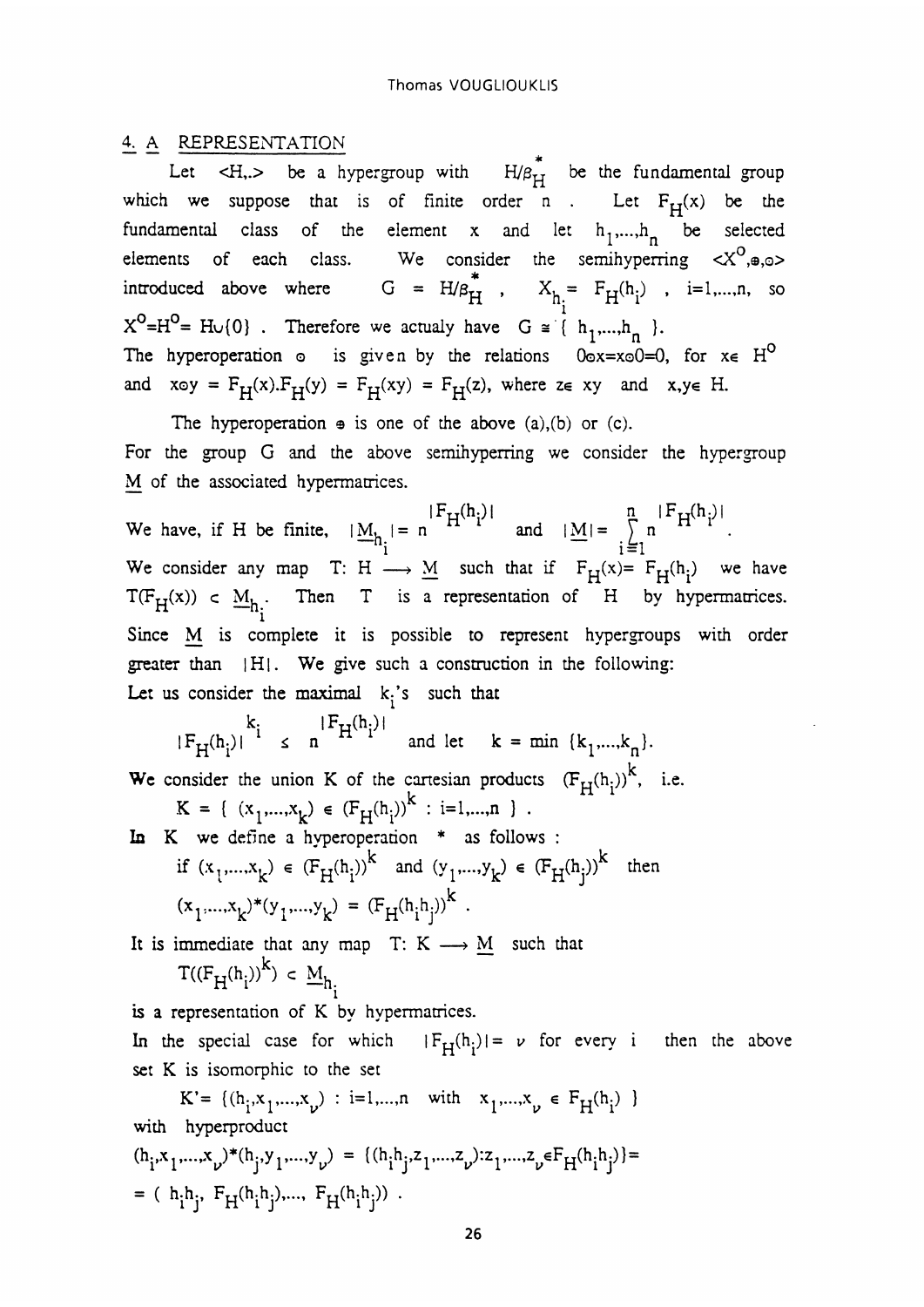## 4. A REPRESENTATION

Let $<H,.>$ be a hypergroup with $H/\beta^*_H$ be the fundamental group which we suppose that is of finite order $n$. Let $F_H(x)$ be the fundamental class of the element $x$ and let $h_1,...,h_n$ be selected elements of each class. We consider the semihyperring $<X^o,\oplus,\odot>$ introduced above where $G = H/\beta^*_H$, $X_{h_i} = F_H(h_i)$, $i=1,...,n$, so $X^o=H^o= H\cup\{0\}$. Therefore we actualy have $G \cong \{ h_1,...,h_n \}$.
The hyperoperation $\odot$ is given by the relations $0\odot x=x\odot 0=0$, for $x\in H^o$ and $x\odot y = F_H(x).F_H(y) = F_H(xy) = F_H(z)$, where $z\in xy$ and $x,y\in H$.

The hyperoperation $\oplus$ is one of the above (a),(b) or (c).
For the group G and the above semihyperring we consider the hypergroup $\underline{M}$ of the associated hypermatrices.

We have, if H be finite, $|\underline{M}_{h_i}| = n^{|F_H(h_i)|}$ and $|\underline{M}| = \sum_{i=1}^{n} n^{|F_H(h_i)|}$.
We consider any map $T: H \longrightarrow \underline{M}$ such that if $F_H(x)= F_H(h_i)$ we have $T(F_H(x)) \subset \underline{M}_{h_i}$. Then T is a representation of H by hypermatrices.
Since $\underline{M}$ is complete it is possible to represent hypergroups with order greater than $|H|$. We give such a construction in the following:
Let us consider the maximal $k_i$'s such that

$$|F_H(h_i)|^{k_i} \leq n^{|F_H(h_i)|} \quad \text{and let} \quad k = \min \{k_1,...,k_n\}.$$

We consider the union K of the cartesian products $(F_H(h_i))^k$, i.e.

$$K = \{ (x_1,...,x_k) \in (F_H(h_i))^k : i=1,...,n \} .$$

In K we define a hyperoperation * as follows :

if $(x_1,...,x_k) \in (F_H(h_i))^k$ and $(y_1,...,y_k) \in (F_H(h_j))^k$ then

$$(x_1,...,x_k)*(y_1,...,y_k) = (F_H(h_ih_j))^k .$$

It is immediate that any map $T: K \longrightarrow \underline{M}$ such that

$$T((F_H(h_i))^k) \subset \underline{M}_{h_i}$$

is a representation of K by hypermatrices.
In the special case for which $|F_H(h_i)|= \nu$ for every i then the above set K is isomorphic to the set

$$K'= \{(h_i,x_1,...,x_\nu) : i=1,...,n \quad \text{with} \quad x_1,...,x_\nu \in F_H(h_i) \}$$

with hyperproduct

$$(h_i,x_1,...,x_\nu)*(h_j,y_1,...,y_\nu) = \{(h_ih_j,z_1,...,z_\nu):z_1,...,z_\nu\in F_H(h_ih_j)\}=$$
$$= ( h_ih_j, F_H(h_ih_j),..., F_H(h_ih_j)) .$$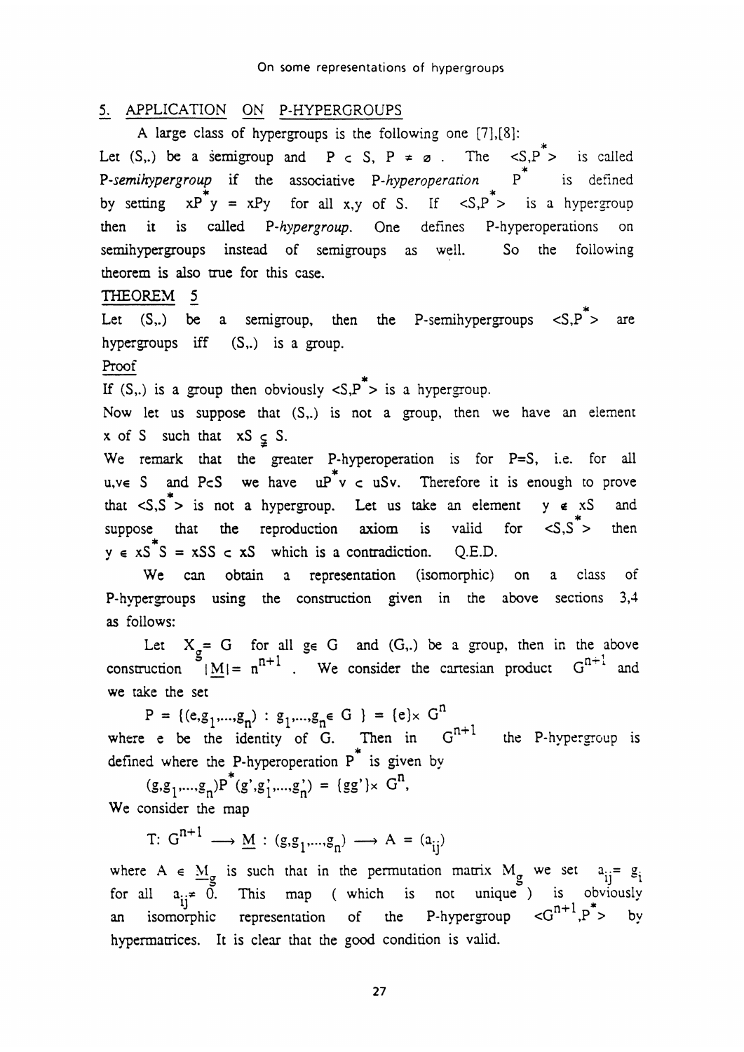## 5. APPLICATION ON P-HYPERGROUPS

A large class of hypergroups is the following one [7],[8]:

Let $(S,.)$ be a semigroup and $P \subset S$, $P \neq \emptyset$. The $\langle S,P^* \rangle$ is called *P-semihypergroup* if the associative *P-hyperoperation* $P^*$ is defined by setting $xP^*y = xPy$ for all $x,y$ of $S$. If $\langle S,P^* \rangle$ is a hypergroup then it is called *P-hypergroup*. One defines P-hyperoperations on semihypergroups instead of semigroups as well. So the following theorem is also true for this case.

THEOREM 5

Let $(S,.)$ be a semigroup, then the P-semihypergroups $\langle S,P^* \rangle$ are hypergroups iff $(S,.)$ is a group.

Proof

If $(S,.)$ is a group then obviously $\langle S,P^* \rangle$ is a hypergroup.

Now let us suppose that $(S,.)$ is not a group, then we have an element $x$ of $S$ such that $xS \subsetneqq S$.

We remark that the greater P-hyperoperation is for $P=S$, i.e. for all $u,v \in S$ and $P \subset S$ we have $uP^*v \subset uSv$. Therefore it is enough to prove that $\langle S,S^* \rangle$ is not a hypergroup. Let us take an element $y \notin xS$ and suppose that the reproduction axiom is valid for $\langle S,S^* \rangle$ then $y \in xS^*S = xSS \subset xS$ which is a contradiction. Q.E.D.

We can obtain a representation (isomorphic) on a class of P-hypergroups using the construction given in the above sections 3,4 as follows:

Let $X_g = G$ for all $g \in G$ and $(G,.)$ be a group, then in the above construction $|\underline{M}| = n^{n+1}$. We consider the cartesian product $G^{n+1}$ and we take the set

$$P = \{(e,g_1,\dots,g_n) : g_1,\dots,g_n \in G\} = \{e\} \times G^n$$

where $e$ be the identity of $G$. Then in $G^{n+1}$ the P-hypergroup is defined where the P-hyperoperation $P^*$ is given by

$$(g,g_1,\dots,g_n)P^*(g',g'_1,\dots,g'_n) = \{gg'\} \times G^n,$$

We consider the map

$$T: G^{n+1} \longrightarrow \underline{M} : (g,g_1,\dots,g_n) \longrightarrow A = (a_{ij})$$

where $A \in \underline{M}_g$ is such that in the permutation matrix $M_g$ we set $a_{ij} = g_i$ for all $a_{ij} \neq 0$. This map ( which is not unique ) is obviously an isomorphic representation of the P-hypergroup $\langle G^{n+1},P^* \rangle$ by hypermatrices. It is clear that the good condition is valid.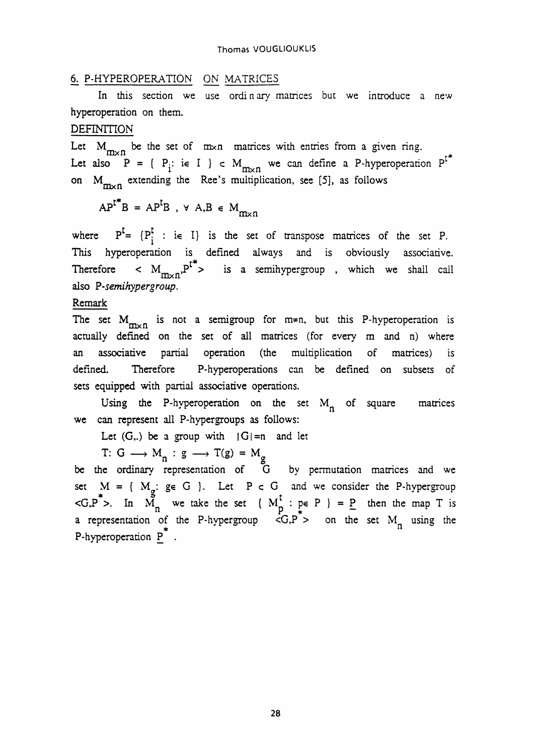## 6. P-HYPEROPERATION ON MATRICES

In this section we use ordinary matrices but we introduce a new hyperoperation on them.

DEFINITION

Let $M_{m\times n}$ be the set of $m\times n$ matrices with entries from a given ring. Let also $P = \{ P_i : i\in I \} \subset M_{m\times n}$ we can define a P-hyperoperation $P^{t^*}$ on $M_{m\times n}$ extending the Ree's multiplication, see [5], as follows

$$AP^{t^*}B = AP^tB \ , \ \forall \ A,B \in M_{m\times n}$$

where $P^t = \{P_i^t : i\in I\}$ is the set of transpose matrices of the set P. This hyperoperation is defined always and is obviously associative. Therefore $< M_{m\times n}, P^{t^*} >$ is a semihypergroup, which we shall call also *P-semihypergroup*.

Remark

The set $M_{m\times n}$ is not a semigroup for $m\neq n$, but this P-hyperoperation is actually defined on the set of all matrices (for every m and n) where an associative partial operation (the multiplication of matrices) is defined. Therefore P-hyperoperations can be defined on subsets of sets equipped with partial associative operations.

Using the P-hyperoperation on the set $M_n$ of square matrices we can represent all P-hypergroups as follows:

Let $(G,.)$ be a group with $|G|=n$ and let

$T: G \longrightarrow M_n : g \longrightarrow T(g) = M_g$

be the ordinary representation of G by permutation matrices and we set $M = \{ M_g : g\in G \}$. Let $P \subset G$ and we consider the P-hypergroup $<G,P^*>$. In $M_n$ we take the set $\{ M_p^t : p\in P \} = \underline{P}$ then the map T is a representation of the P-hypergroup $<G,P^*>$ on the set $M_n$ using the P-hyperoperation $\underline{P}^*$.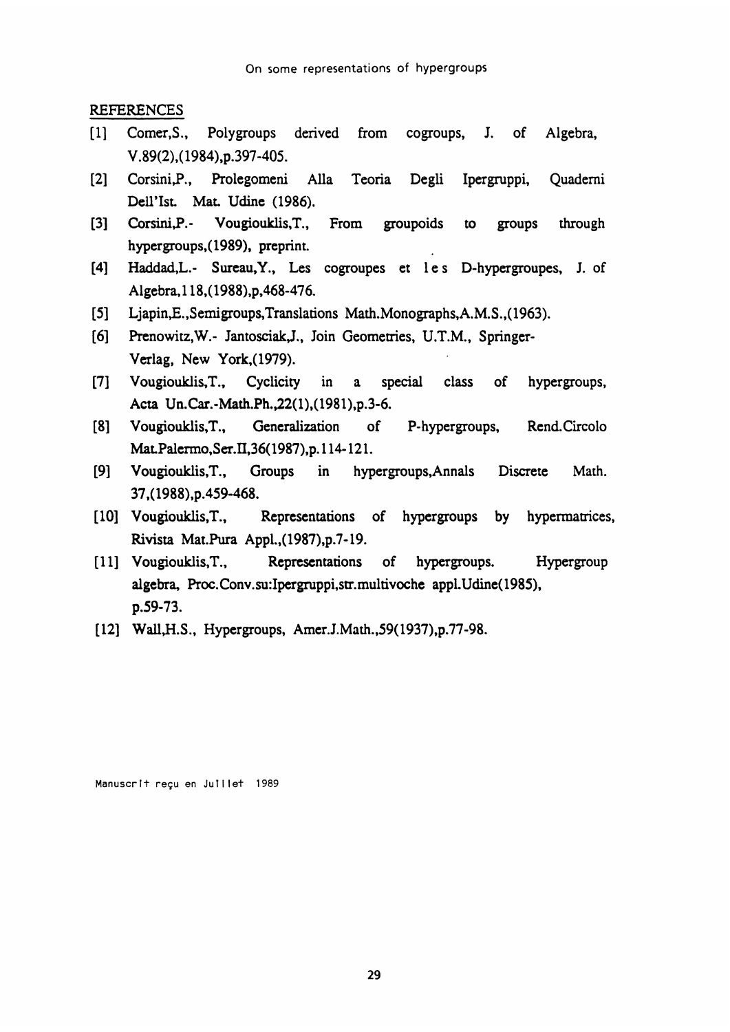## REFERENCES

[1] Comer,S., Polygroups derived from cogroups, J. of Algebra, V.89(2),(1984),p.397-405.

[2] Corsini,P., Prolegomeni Alla Teoria Degli Ipergruppi, Quaderni Dell'Ist. Mat. Udine (1986).

[3] Corsini,P.- Vougiouklis,T., From groupoids to groups through hypergroups,(1989), preprint.

[4] Haddad,L.- Sureau,Y., Les cogroupes et les D-hypergroupes, J. of Algebra,118,(1988),p,468-476.

[5] Ljapin,E.,Semigroups,Translations Math.Monographs,A.M.S.,(1963).

[6] Prenowitz,W.- Jantosciak,J., Join Geometries, U.T.M., Springer-Verlag, New York,(1979).

[7] Vougiouklis,T., Cyclicity in a special class of hypergroups, Acta Un.Car.-Math.Ph.,22(1),(1981),p.3-6.

[8] Vougiouklis,T., Generalization of P-hypergroups, Rend.Circolo Mat.Palermo,Ser.II,36(1987),p.114-121.

[9] Vougiouklis,T., Groups in hypergroups,Annals Discrete Math. 37,(1988),p.459-468.

[10] Vougiouklis,T., Representations of hypergroups by hypermatrices, Rivista Mat.Pura Appl.,(1987),p.7-19.

[11] Vougiouklis,T., Representations of hypergroups. Hypergroup algebra, Proc.Conv.su:Ipergruppi,str.multivoche appl.Udine(1985), p.59-73.

[12] Wall,H.S., Hypergroups, Amer.J.Math.,59(1937),p.77-98.

Manuscrit reçu en Juillet 1989